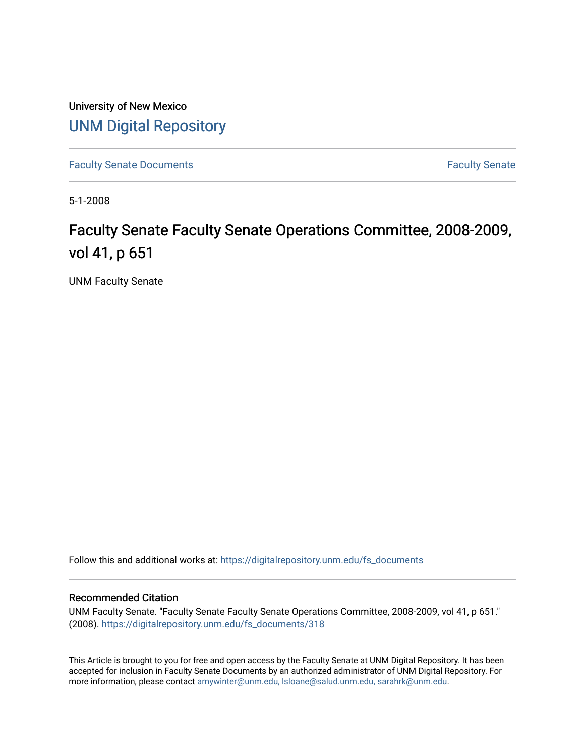University of New Mexico

# UNM Digital Repository

Faculty Senate Documents | Faculty Senate

5-1-2008

# Faculty Senate Faculty Senate Operations Committee, 2008-2009, vol 41, p 651

UNM Faculty Senate

Follow this and additional works at: https://digitalrepository.unm.edu/fs_documents

## Recommended Citation

UNM Faculty Senate. "Faculty Senate Faculty Senate Operations Committee, 2008-2009, vol 41, p 651." (2008). https://digitalrepository.unm.edu/fs_documents/318

This Article is brought to you for free and open access by the Faculty Senate at UNM Digital Repository. It has been accepted for inclusion in Faculty Senate Documents by an authorized administrator of UNM Digital Repository. For more information, please contact amywinter@unm.edu, lsloane@salud.unm.edu, sarahrk@unm.edu.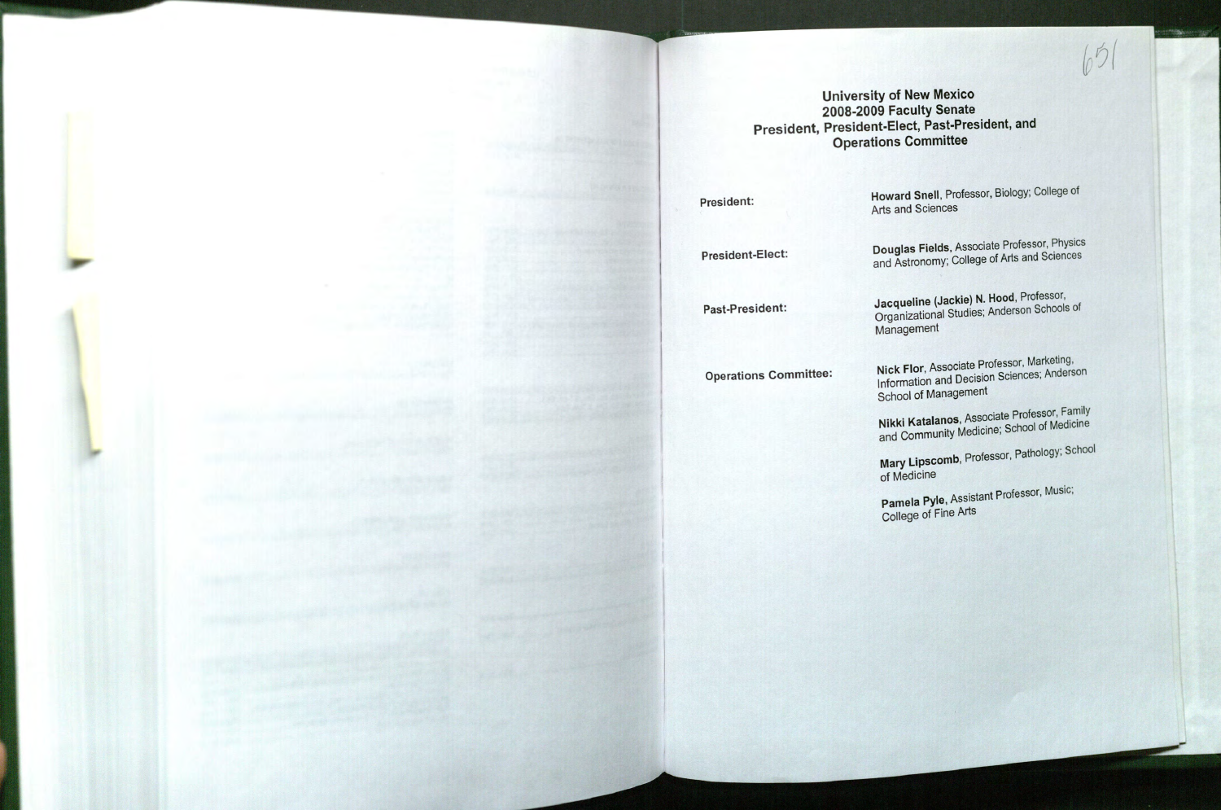# University of New Mexico
## 2008-2009 Faculty Senate
## President, President-Elect, Past-President, and Operations Committee

| | |
|---|---|
| **President:** | **Howard Snell**, Professor, Biology; College of Arts and Sciences |
| **President-Elect:** | **Douglas Fields**, Associate Professor, Physics and Astronomy; College of Arts and Sciences |
| **Past-President:** | **Jacqueline (Jackie) N. Hood**, Professor, Organizational Studies; Anderson Schools of Management |
| **Operations Committee:** | **Nick Flor**, Associate Professor, Marketing, Information and Decision Sciences; Anderson School of Management |
| | **Nikki Katalanos**, Associate Professor, Family and Community Medicine; School of Medicine |
| | **Mary Lipscomb**, Professor, Pathology; School of Medicine |
| | **Pamela Pyle**, Assistant Professor, Music; College of Fine Arts |